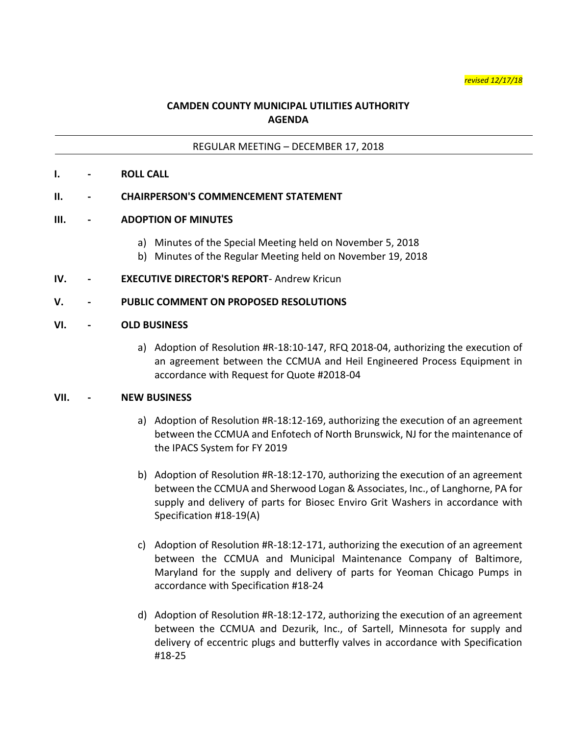*revised 12/17/18*

# CAMDEN COUNTY MUNICIPAL UTILITIES AUTHORITY
# AGENDA

REGULAR MEETING – DECEMBER 17, 2018

**I. - ROLL CALL**

**II. - CHAIRPERSON'S COMMENCEMENT STATEMENT**

**III. - ADOPTION OF MINUTES**

a) Minutes of the Special Meeting held on November 5, 2018
b) Minutes of the Regular Meeting held on November 19, 2018

**IV. - EXECUTIVE DIRECTOR'S REPORT**- Andrew Kricun

**V. - PUBLIC COMMENT ON PROPOSED RESOLUTIONS**

**VI. - OLD BUSINESS**

a) Adoption of Resolution #R-18:10-147, RFQ 2018-04, authorizing the execution of an agreement between the CCMUA and Heil Engineered Process Equipment in accordance with Request for Quote #2018-04

**VII. - NEW BUSINESS**

a) Adoption of Resolution #R-18:12-169, authorizing the execution of an agreement between the CCMUA and Enfotech of North Brunswick, NJ for the maintenance of the IPACS System for FY 2019

b) Adoption of Resolution #R-18:12-170, authorizing the execution of an agreement between the CCMUA and Sherwood Logan & Associates, Inc., of Langhorne, PA for supply and delivery of parts for Biosec Enviro Grit Washers in accordance with Specification #18-19(A)

c) Adoption of Resolution #R-18:12-171, authorizing the execution of an agreement between the CCMUA and Municipal Maintenance Company of Baltimore, Maryland for the supply and delivery of parts for Yeoman Chicago Pumps in accordance with Specification #18-24

d) Adoption of Resolution #R-18:12-172, authorizing the execution of an agreement between the CCMUA and Dezurik, Inc., of Sartell, Minnesota for supply and delivery of eccentric plugs and butterfly valves in accordance with Specification #18-25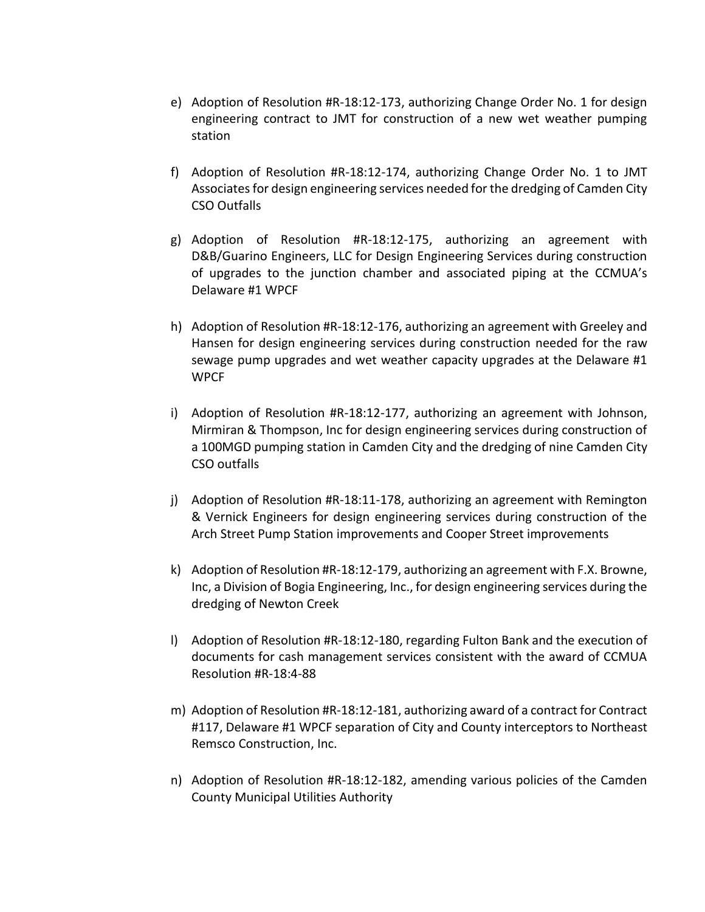e) Adoption of Resolution #R-18:12-173, authorizing Change Order No. 1 for design engineering contract to JMT for construction of a new wet weather pumping station

f) Adoption of Resolution #R-18:12-174, authorizing Change Order No. 1 to JMT Associates for design engineering services needed for the dredging of Camden City CSO Outfalls

g) Adoption of Resolution #R-18:12-175, authorizing an agreement with D&B/Guarino Engineers, LLC for Design Engineering Services during construction of upgrades to the junction chamber and associated piping at the CCMUA's Delaware #1 WPCF

h) Adoption of Resolution #R-18:12-176, authorizing an agreement with Greeley and Hansen for design engineering services during construction needed for the raw sewage pump upgrades and wet weather capacity upgrades at the Delaware #1 WPCF

i) Adoption of Resolution #R-18:12-177, authorizing an agreement with Johnson, Mirmiran & Thompson, Inc for design engineering services during construction of a 100MGD pumping station in Camden City and the dredging of nine Camden City CSO outfalls

j) Adoption of Resolution #R-18:11-178, authorizing an agreement with Remington & Vernick Engineers for design engineering services during construction of the Arch Street Pump Station improvements and Cooper Street improvements

k) Adoption of Resolution #R-18:12-179, authorizing an agreement with F.X. Browne, Inc, a Division of Bogia Engineering, Inc., for design engineering services during the dredging of Newton Creek

l) Adoption of Resolution #R-18:12-180, regarding Fulton Bank and the execution of documents for cash management services consistent with the award of CCMUA Resolution #R-18:4-88

m) Adoption of Resolution #R-18:12-181, authorizing award of a contract for Contract #117, Delaware #1 WPCF separation of City and County interceptors to Northeast Remsco Construction, Inc.

n) Adoption of Resolution #R-18:12-182, amending various policies of the Camden County Municipal Utilities Authority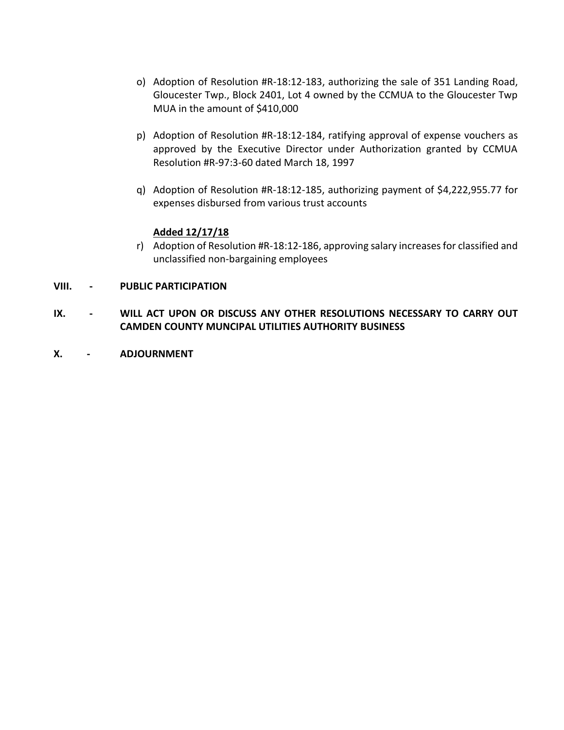o) Adoption of Resolution #R-18:12-183, authorizing the sale of 351 Landing Road, Gloucester Twp., Block 2401, Lot 4 owned by the CCMUA to the Gloucester Twp MUA in the amount of $410,000

p) Adoption of Resolution #R-18:12-184, ratifying approval of expense vouchers as approved by the Executive Director under Authorization granted by CCMUA Resolution #R-97:3-60 dated March 18, 1997

q) Adoption of Resolution #R-18:12-185, authorizing payment of $4,222,955.77 for expenses disbursed from various trust accounts

**Added 12/17/18**

r) Adoption of Resolution #R-18:12-186, approving salary increases for classified and unclassified non-bargaining employees

**VIII. - PUBLIC PARTICIPATION**

**IX. - WILL ACT UPON OR DISCUSS ANY OTHER RESOLUTIONS NECESSARY TO CARRY OUT CAMDEN COUNTY MUNCIPAL UTILITIES AUTHORITY BUSINESS**

**X. - ADJOURNMENT**